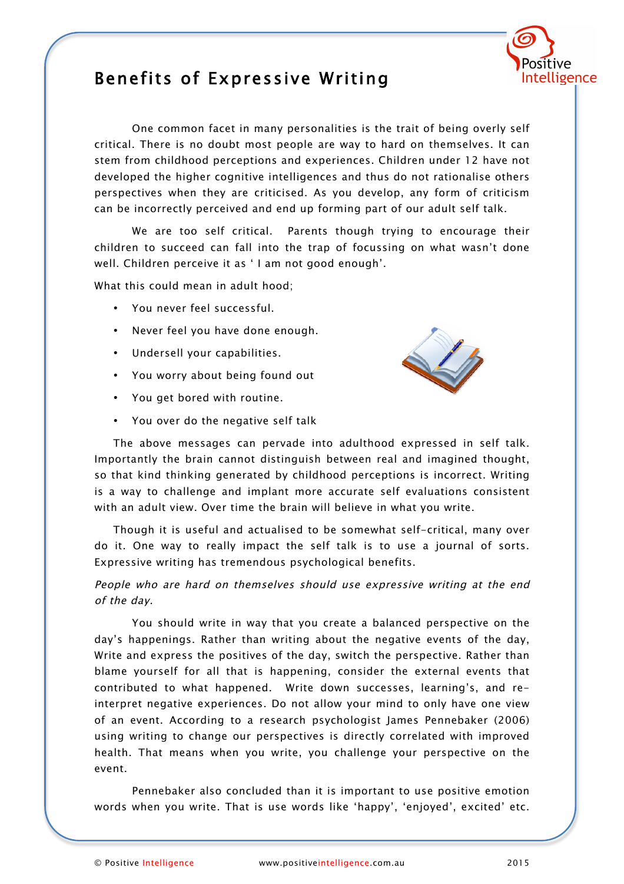# Benefits of Expressive Writing

One common facet in many personalities is the trait of being overly self critical. There is no doubt most people are way to hard on themselves. It can stem from childhood perceptions and experiences. Children under 12 have not developed the higher cognitive intelligences and thus do not rationalise others perspectives when they are criticised. As you develop, any form of criticism can be incorrectly perceived and end up forming part of our adult self talk.

We are too self critical. Parents though trying to encourage their children to succeed can fall into the trap of focussing on what wasn't done well. Children perceive it as ' I am not good enough'.

What this could mean in adult hood;

- You never feel successful.
- Never feel you have done enough.
- Undersell your capabilities.
- You worry about being found out
- You get bored with routine.
- You over do the negative self talk

The above messages can pervade into adulthood expressed in self talk. Importantly the brain cannot distinguish between real and imagined thought, so that kind thinking generated by childhood perceptions is incorrect. Writing is a way to challenge and implant more accurate self evaluations consistent with an adult view. Over time the brain will believe in what you write.

Though it is useful and actualised to be somewhat self-critical, many over do it. One way to really impact the self talk is to use a journal of sorts. Expressive writing has tremendous psychological benefits.

*People who are hard on themselves should use expressive writing at the end of the day.*

You should write in way that you create a balanced perspective on the day's happenings. Rather than writing about the negative events of the day, Write and express the positives of the day, switch the perspective. Rather than blame yourself for all that is happening, consider the external events that contributed to what happened. Write down successes, learning's, and re-interpret negative experiences. Do not allow your mind to only have one view of an event. According to a research psychologist James Pennebaker (2006) using writing to change our perspectives is directly correlated with improved health. That means when you write, you challenge your perspective on the event.

Pennebaker also concluded than it is important to use positive emotion words when you write. That is use words like 'happy', 'enjoyed', excited' etc.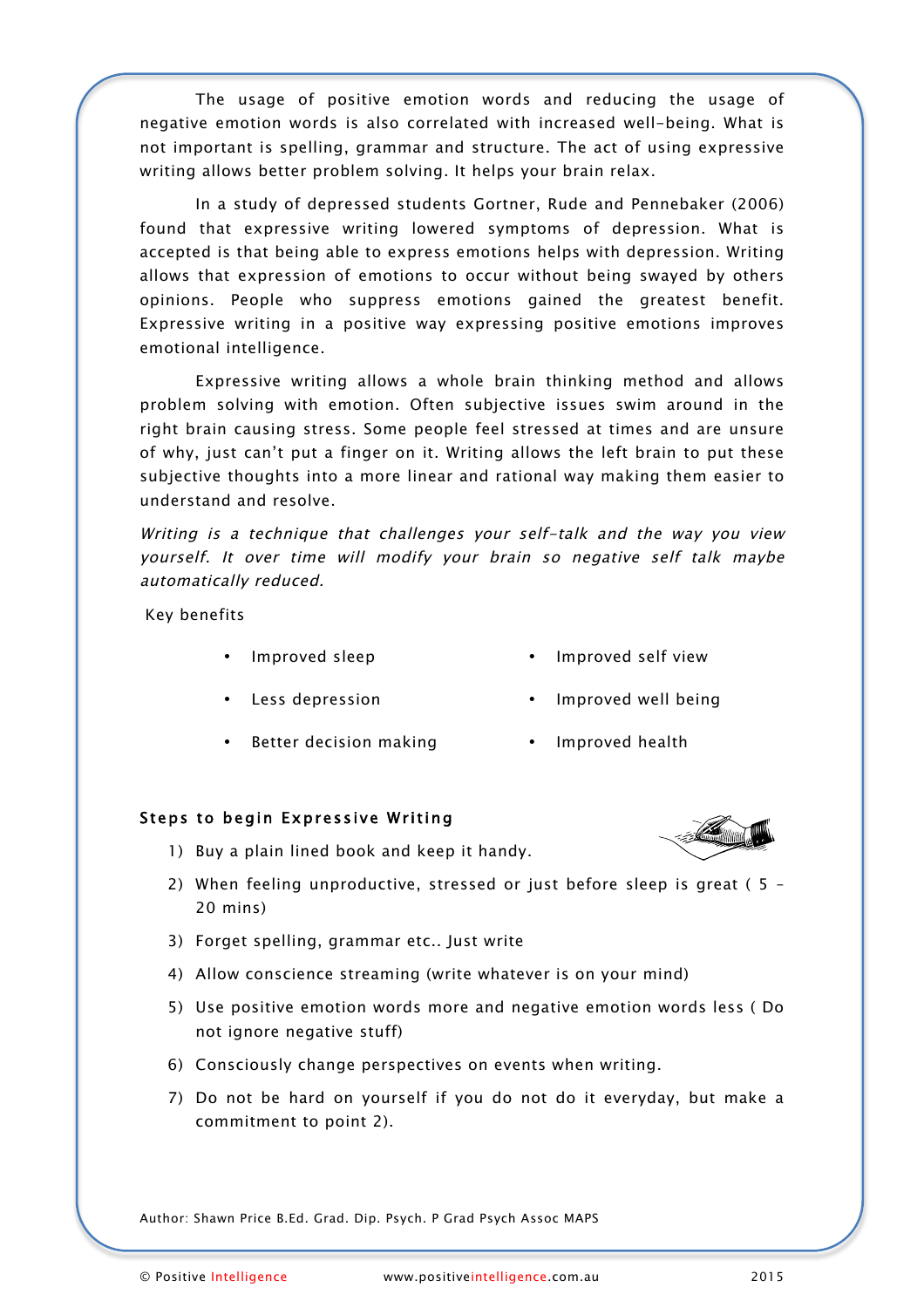The usage of positive emotion words and reducing the usage of negative emotion words is also correlated with increased well-being. What is not important is spelling, grammar and structure. The act of using expressive writing allows better problem solving. It helps your brain relax.

In a study of depressed students Gortner, Rude and Pennebaker (2006) found that expressive writing lowered symptoms of depression. What is accepted is that being able to express emotions helps with depression. Writing allows that expression of emotions to occur without being swayed by others opinions. People who suppress emotions gained the greatest benefit. Expressive writing in a positive way expressing positive emotions improves emotional intelligence.

Expressive writing allows a whole brain thinking method and allows problem solving with emotion. Often subjective issues swim around in the right brain causing stress. Some people feel stressed at times and are unsure of why, just can't put a finger on it. Writing allows the left brain to put these subjective thoughts into a more linear and rational way making them easier to understand and resolve.

*Writing is a technique that challenges your self-talk and the way you view yourself. It over time will modify your brain so negative self talk maybe automatically reduced.*

Key benefits

- Improved sleep
- Less depression
- Better decision making
- Improved self view
- Improved well being
- Improved health

**Steps to begin Expressive Writing**

1) Buy a plain lined book and keep it handy.
2) When feeling unproductive, stressed or just before sleep is great ( 5 - 20 mins)
3) Forget spelling, grammar etc.. Just write
4) Allow conscience streaming (write whatever is on your mind)
5) Use positive emotion words more and negative emotion words less ( Do not ignore negative stuff)
6) Consciously change perspectives on events when writing.
7) Do not be hard on yourself if you do not do it everyday, but make a commitment to point 2).

Author: Shawn Price B.Ed. Grad. Dip. Psych. P Grad Psych Assoc MAPS

© Positive Intelligence www.positiveintelligence.com.au 2015